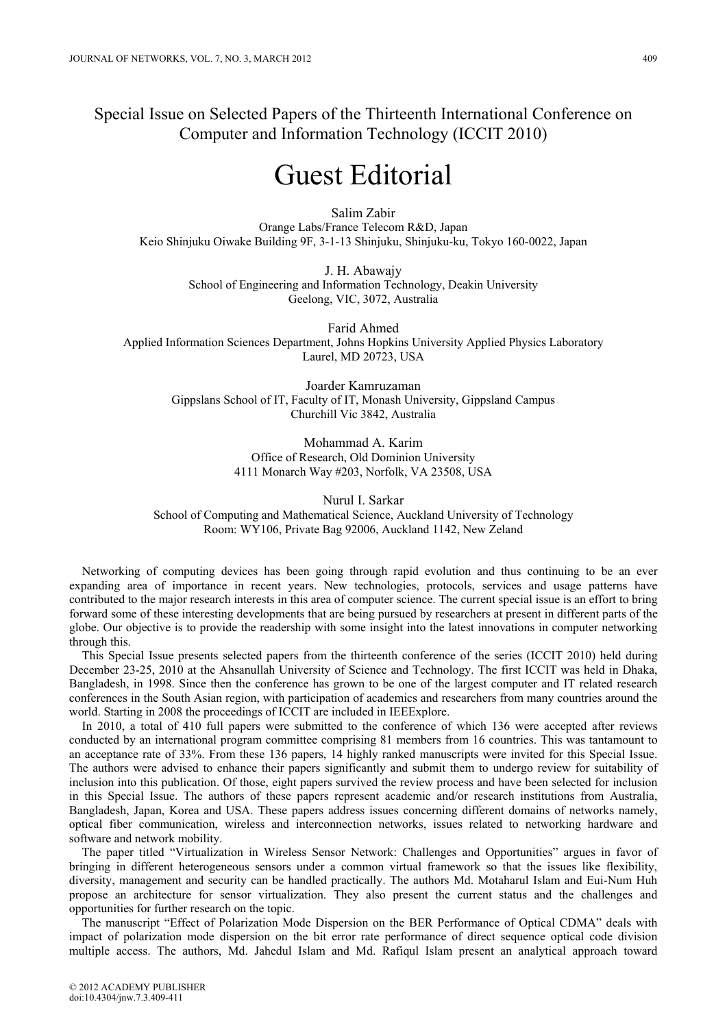# Special Issue on Selected Papers of the Thirteenth International Conference on Computer and Information Technology (ICCIT 2010)

# Guest Editorial

Salim Zabir
Orange Labs/France Telecom R&D, Japan
Keio Shinjuku Oiwake Building 9F, 3-1-13 Shinjuku, Shinjuku-ku, Tokyo 160-0022, Japan

J. H. Abawajy
School of Engineering and Information Technology, Deakin University
Geelong, VIC, 3072, Australia

Farid Ahmed
Applied Information Sciences Department, Johns Hopkins University Applied Physics Laboratory
Laurel, MD 20723, USA

Joarder Kamruzaman
Gippslans School of IT, Faculty of IT, Monash University, Gippsland Campus
Churchill Vic 3842, Australia

Mohammad A. Karim
Office of Research, Old Dominion University
4111 Monarch Way #203, Norfolk, VA 23508, USA

Nurul I. Sarkar
School of Computing and Mathematical Science, Auckland University of Technology
Room: WY106, Private Bag 92006, Auckland 1142, New Zeland

Networking of computing devices has been going through rapid evolution and thus continuing to be an ever expanding area of importance in recent years. New technologies, protocols, services and usage patterns have contributed to the major research interests in this area of computer science. The current special issue is an effort to bring forward some of these interesting developments that are being pursued by researchers at present in different parts of the globe. Our objective is to provide the readership with some insight into the latest innovations in computer networking through this.

This Special Issue presents selected papers from the thirteenth conference of the series (ICCIT 2010) held during December 23-25, 2010 at the Ahsanullah University of Science and Technology. The first ICCIT was held in Dhaka, Bangladesh, in 1998. Since then the conference has grown to be one of the largest computer and IT related research conferences in the South Asian region, with participation of academics and researchers from many countries around the world. Starting in 2008 the proceedings of ICCIT are included in IEEExplore.

In 2010, a total of 410 full papers were submitted to the conference of which 136 were accepted after reviews conducted by an international program committee comprising 81 members from 16 countries. This was tantamount to an acceptance rate of 33%. From these 136 papers, 14 highly ranked manuscripts were invited for this Special Issue. The authors were advised to enhance their papers significantly and submit them to undergo review for suitability of inclusion into this publication. Of those, eight papers survived the review process and have been selected for inclusion in this Special Issue. The authors of these papers represent academic and/or research institutions from Australia, Bangladesh, Japan, Korea and USA. These papers address issues concerning different domains of networks namely, optical fiber communication, wireless and interconnection networks, issues related to networking hardware and software and network mobility.

The paper titled "Virtualization in Wireless Sensor Network: Challenges and Opportunities" argues in favor of bringing in different heterogeneous sensors under a common virtual framework so that the issues like flexibility, diversity, management and security can be handled practically. The authors Md. Motaharul Islam and Eui-Num Huh propose an architecture for sensor virtualization. They also present the current status and the challenges and opportunities for further research on the topic.

The manuscript "Effect of Polarization Mode Dispersion on the BER Performance of Optical CDMA" deals with impact of polarization mode dispersion on the bit error rate performance of direct sequence optical code division multiple access. The authors, Md. Jahedul Islam and Md. Rafiqul Islam present an analytical approach toward

© 2012 ACADEMY PUBLISHER
doi:10.4304/jnw.7.3.409-411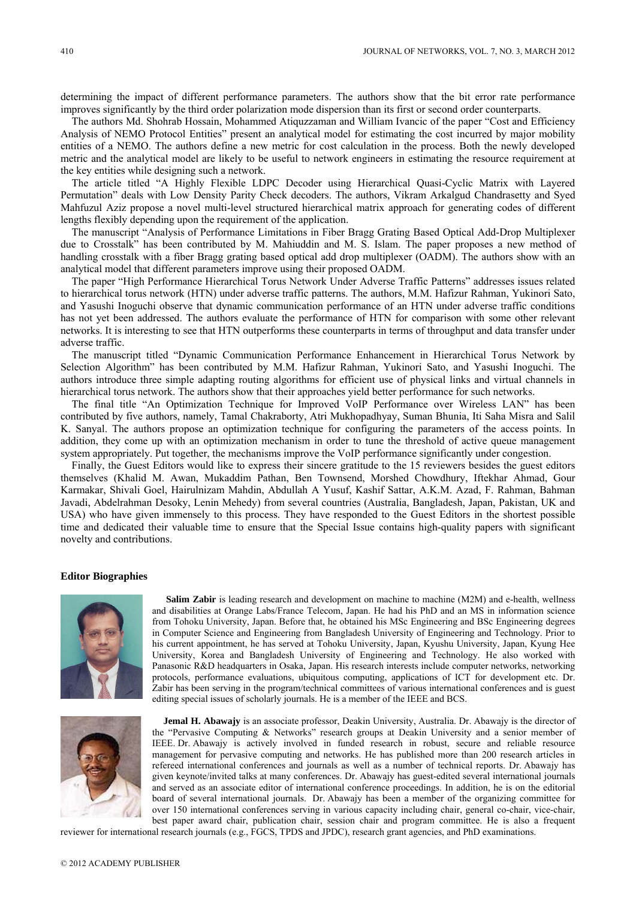determining the impact of different performance parameters. The authors show that the bit error rate performance improves significantly by the third order polarization mode dispersion than its first or second order counterparts.

The authors Md. Shohrab Hossain, Mohammed Atiquzzaman and William Ivancic of the paper "Cost and Efficiency Analysis of NEMO Protocol Entities" present an analytical model for estimating the cost incurred by major mobility entities of a NEMO. The authors define a new metric for cost calculation in the process. Both the newly developed metric and the analytical model are likely to be useful to network engineers in estimating the resource requirement at the key entities while designing such a network.

The article titled "A Highly Flexible LDPC Decoder using Hierarchical Quasi-Cyclic Matrix with Layered Permutation" deals with Low Density Parity Check decoders. The authors, Vikram Arkalgud Chandrasetty and Syed Mahfuzul Aziz propose a novel multi-level structured hierarchical matrix approach for generating codes of different lengths flexibly depending upon the requirement of the application.

The manuscript "Analysis of Performance Limitations in Fiber Bragg Grating Based Optical Add-Drop Multiplexer due to Crosstalk" has been contributed by M. Mahiuddin and M. S. Islam. The paper proposes a new method of handling crosstalk with a fiber Bragg grating based optical add drop multiplexer (OADM). The authors show with an analytical model that different parameters improve using their proposed OADM.

The paper "High Performance Hierarchical Torus Network Under Adverse Traffic Patterns" addresses issues related to hierarchical torus network (HTN) under adverse traffic patterns. The authors, M.M. Hafizur Rahman, Yukinori Sato, and Yasushi Inoguchi observe that dynamic communication performance of an HTN under adverse traffic conditions has not yet been addressed. The authors evaluate the performance of HTN for comparison with some other relevant networks. It is interesting to see that HTN outperforms these counterparts in terms of throughput and data transfer under adverse traffic.

The manuscript titled "Dynamic Communication Performance Enhancement in Hierarchical Torus Network by Selection Algorithm" has been contributed by M.M. Hafizur Rahman, Yukinori Sato, and Yasushi Inoguchi. The authors introduce three simple adapting routing algorithms for efficient use of physical links and virtual channels in hierarchical torus network. The authors show that their approaches yield better performance for such networks.

The final title "An Optimization Technique for Improved VoIP Performance over Wireless LAN" has been contributed by five authors, namely, Tamal Chakraborty, Atri Mukhopadhyay, Suman Bhunia, Iti Saha Misra and Salil K. Sanyal. The authors propose an optimization technique for configuring the parameters of the access points. In addition, they come up with an optimization mechanism in order to tune the threshold of active queue management system appropriately. Put together, the mechanisms improve the VoIP performance significantly under congestion.

Finally, the Guest Editors would like to express their sincere gratitude to the 15 reviewers besides the guest editors themselves (Khalid M. Awan, Mukaddim Pathan, Ben Townsend, Morshed Chowdhury, Iftekhar Ahmad, Gour Karmakar, Shivali Goel, Hairulnizam Mahdin, Abdullah A Yusuf, Kashif Sattar, A.K.M. Azad, F. Rahman, Bahman Javadi, Abdelrahman Desoky, Lenin Mehedy) from several countries (Australia, Bangladesh, Japan, Pakistan, UK and USA) who have given immensely to this process. They have responded to the Guest Editors in the shortest possible time and dedicated their valuable time to ensure that the Special Issue contains high-quality papers with significant novelty and contributions.

### Editor Biographies

**Salim Zabir** is leading research and development on machine to machine (M2M) and e-health, wellness and disabilities at Orange Labs/France Telecom, Japan. He had his PhD and an MS in information science from Tohoku University, Japan. Before that, he obtained his MSc Engineering and BSc Engineering degrees in Computer Science and Engineering from Bangladesh University of Engineering and Technology. Prior to his current appointment, he has served at Tohoku University, Japan, Kyushu University, Japan, Kyung Hee University, Korea and Bangladesh University of Engineering and Technology. He also worked with Panasonic R&D headquarters in Osaka, Japan. His research interests include computer networks, networking protocols, performance evaluations, ubiquitous computing, applications of ICT for development etc. Dr. Zabir has been serving in the program/technical committees of various international conferences and is guest editing special issues of scholarly journals. He is a member of the IEEE and BCS.

**Jemal H. Abawajy** is an associate professor, Deakin University, Australia. Dr. Abawajy is the director of the "Pervasive Computing & Networks" research groups at Deakin University and a senior member of IEEE. Dr. Abawajy is actively involved in funded research in robust, secure and reliable resource management for pervasive computing and networks. He has published more than 200 research articles in refereed international conferences and journals as well as a number of technical reports. Dr. Abawajy has given keynote/invited talks at many conferences. Dr. Abawajy has guest-edited several international journals and served as an associate editor of international conference proceedings. In addition, he is on the editorial board of several international journals. Dr. Abawajy has been a member of the organizing committee for over 150 international conferences serving in various capacity including chair, general co-chair, vice-chair, best paper award chair, publication chair, session chair and program committee. He is also a frequent reviewer for international research journals (e.g., FGCS, TPDS and JPDC), research grant agencies, and PhD examinations.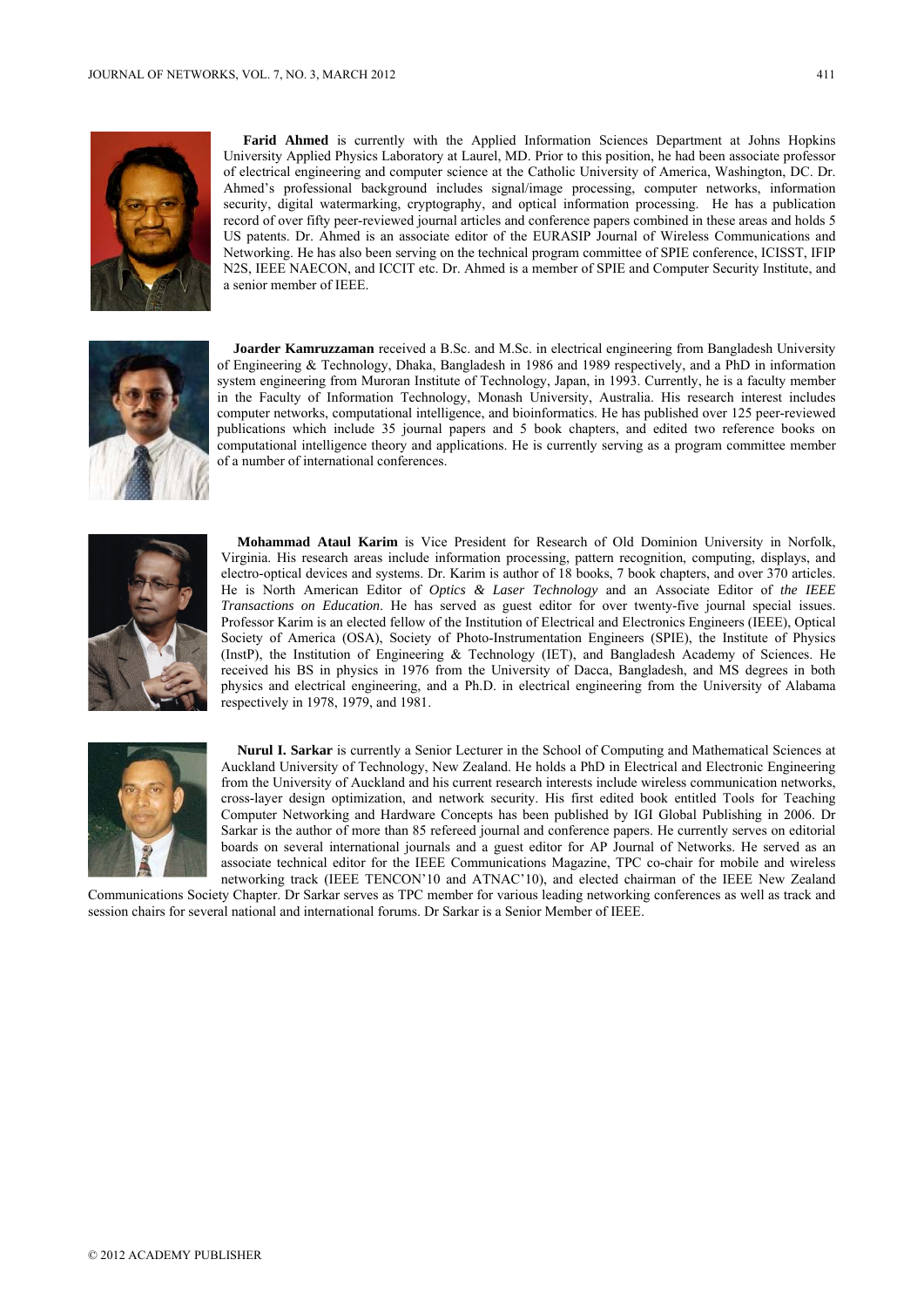**Farid Ahmed** is currently with the Applied Information Sciences Department at Johns Hopkins University Applied Physics Laboratory at Laurel, MD. Prior to this position, he had been associate professor of electrical engineering and computer science at the Catholic University of America, Washington, DC. Dr. Ahmed's professional background includes signal/image processing, computer networks, information security, digital watermarking, cryptography, and optical information processing. He has a publication record of over fifty peer-reviewed journal articles and conference papers combined in these areas and holds 5 US patents. Dr. Ahmed is an associate editor of the EURASIP Journal of Wireless Communications and Networking. He has also been serving on the technical program committee of SPIE conference, ICISST, IFIP N2S, IEEE NAECON, and ICCIT etc. Dr. Ahmed is a member of SPIE and Computer Security Institute, and a senior member of IEEE.

**Joarder Kamruzzaman** received a B.Sc. and M.Sc. in electrical engineering from Bangladesh University of Engineering & Technology, Dhaka, Bangladesh in 1986 and 1989 respectively, and a PhD in information system engineering from Muroran Institute of Technology, Japan, in 1993. Currently, he is a faculty member in the Faculty of Information Technology, Monash University, Australia. His research interest includes computer networks, computational intelligence, and bioinformatics. He has published over 125 peer-reviewed publications which include 35 journal papers and 5 book chapters, and edited two reference books on computational intelligence theory and applications. He is currently serving as a program committee member of a number of international conferences.

**Mohammad Ataul Karim** is Vice President for Research of Old Dominion University in Norfolk, Virginia. His research areas include information processing, pattern recognition, computing, displays, and electro-optical devices and systems. Dr. Karim is author of 18 books, 7 book chapters, and over 370 articles. He is North American Editor of *Optics & Laser Technology* and an Associate Editor of *the IEEE Transactions on Education*. He has served as guest editor for over twenty-five journal special issues. Professor Karim is an elected fellow of the Institution of Electrical and Electronics Engineers (IEEE), Optical Society of America (OSA), Society of Photo-Instrumentation Engineers (SPIE), the Institute of Physics (InstP), the Institution of Engineering & Technology (IET), and Bangladesh Academy of Sciences. He received his BS in physics in 1976 from the University of Dacca, Bangladesh, and MS degrees in both physics and electrical engineering, and a Ph.D. in electrical engineering from the University of Alabama respectively in 1978, 1979, and 1981.

**Nurul I. Sarkar** is currently a Senior Lecturer in the School of Computing and Mathematical Sciences at Auckland University of Technology, New Zealand. He holds a PhD in Electrical and Electronic Engineering from the University of Auckland and his current research interests include wireless communication networks, cross-layer design optimization, and network security. His first edited book entitled Tools for Teaching Computer Networking and Hardware Concepts has been published by IGI Global Publishing in 2006. Dr Sarkar is the author of more than 85 refereed journal and conference papers. He currently serves on editorial boards on several international journals and a guest editor for AP Journal of Networks. He served as an associate technical editor for the IEEE Communications Magazine, TPC co-chair for mobile and wireless networking track (IEEE TENCON'10 and ATNAC'10), and elected chairman of the IEEE New Zealand Communications Society Chapter. Dr Sarkar serves as TPC member for various leading networking conferences as well as track and session chairs for several national and international forums. Dr Sarkar is a Senior Member of IEEE.